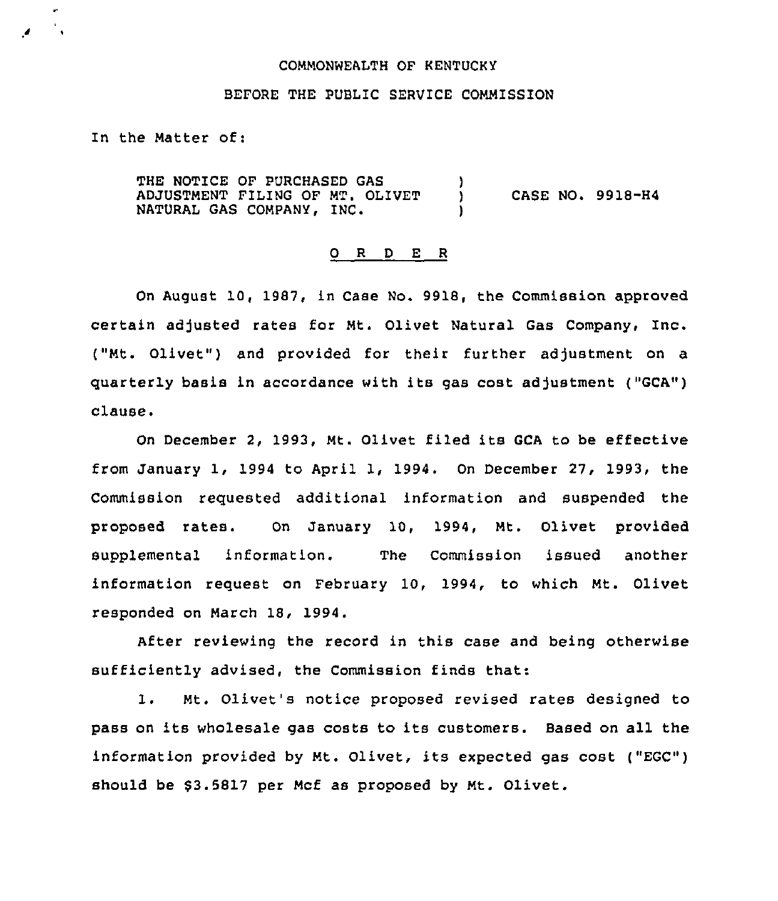COMMONWEALTH OF KENTUCKY

BEFORE THE PUBLIC SERVICE COMMISSION

In the Matter of:

THE NOTICE OF PURCHASED GAS ADJUSTMENT FILING OF MT. OLIVET NATURAL GAS COMPANY, INC. ) CASE NO. 9918-H4

## O R D E R

On August 10, 1987, in Case No. 9918, the Commission approved certain adjusted rates for Mt. Olivet Natural Gas Company, Inc. ("Mt. Olivet") and provided for their further adjustment on a quarterly basis in accordance with its gas cost adjustment ("GCA") clause.

On December 2, 1993, Mt. Olivet filed its GCA to be effective from January 1, 1994 to April 1, 1994. On December 27, 1993, the Commission requested additional information and suspended the proposed rates. On January 10, 1994, Mt. Olivet provided supplemental information. The Commission issued another information request on February 10, 1994, to which Mt. Olivet responded on March 18, 1994.

After reviewing the record in this case and being otherwise sufficiently advised, the Commission finds that:

1. Mt. Olivet's notice proposed revised rates designed to pass on its wholesale gas costs to its customers. Based on all the information provided by Mt. Olivet, its expected gas cost ("EGC") should be $3.5817 per Mcf as proposed by Mt. Olivet.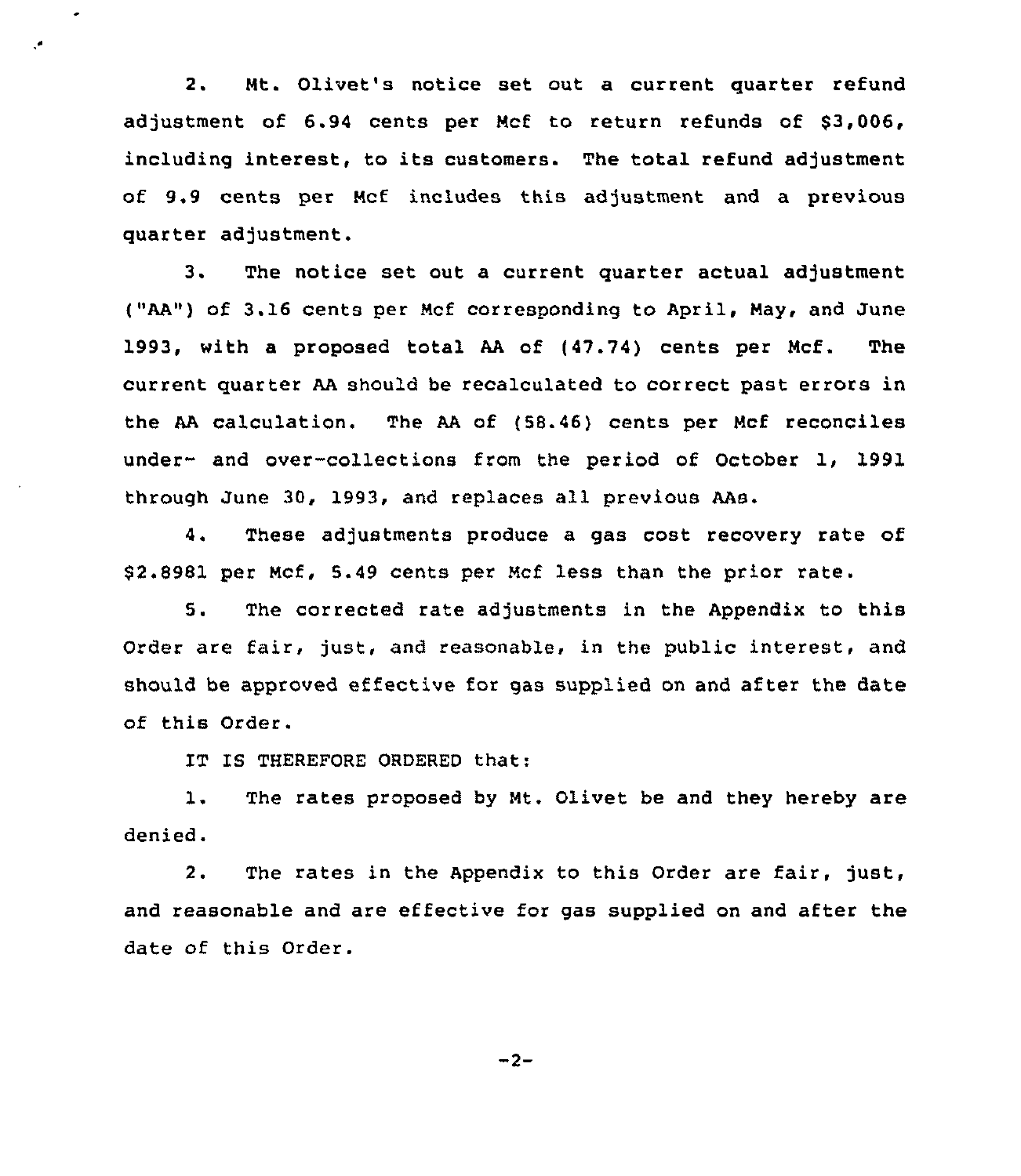2. Mt. Olivet's notice set out a current quarter refund adjustment of 6.94 cents per Mcf to return refunds of $3,006, including interest, to its customers. The total refund adjustment of 9.9 cents per Mcf includes this adjustment and a previous quarter adjustment.

3. The notice set out a current quarter actual adjustment ("AA") of 3.16 cents per Mcf corresponding to April, May, and June 1993, with a proposed total AA of (47.74) cents per Mcf. The current quarter AA should be recalculated to correct past errors in the AA calculation. The AA of (58.46) cents per Mcf reconciles under- and over-collections from the period of October 1, 1991 through June 30, 1993, and replaces all previous AAs.

4. These adjustments produce a gas cost recovery rate of $2.8981 per Mcf, 5.49 cents per Mcf less than the prior rate.

5. The corrected rate adjustments in the Appendix to this Order are fair, just, and reasonable, in the public interest, and should be approved effective for gas supplied on and after the date of this Order.

IT IS THEREFORE ORDERED that:

1. The rates proposed by Mt. Olivet be and they hereby are denied.

2. The rates in the Appendix to this Order are fair, just, and reasonable and are effective for gas supplied on and after the date of this Order.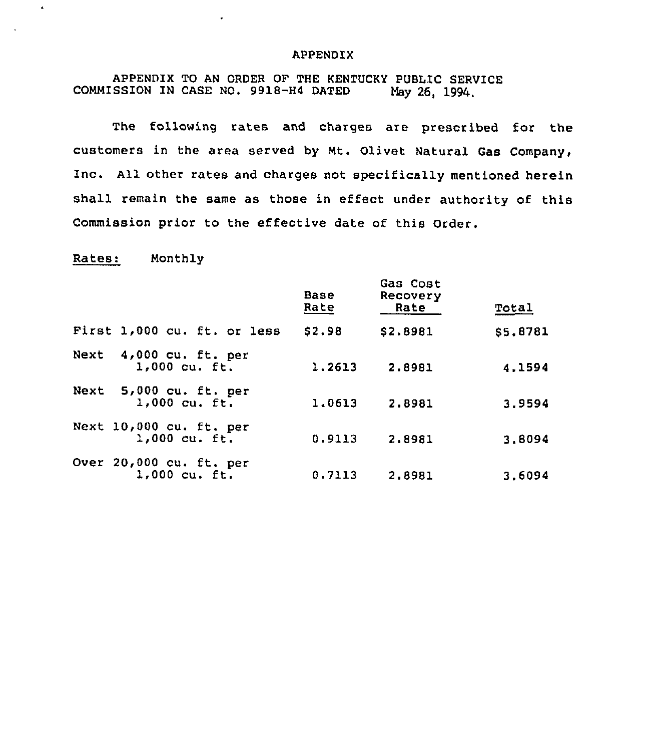# APPENDIX

APPENDIX TO AN ORDER OF THE KENTUCKY PUBLIC SERVICE COMMISSION IN CASE NO. 9918-H4 DATED May 26, 1994.

The following rates and charges are prescribed for the customers in the area served by Mt. Olivet Natural Gas Company, Inc. All other rates and charges not specifically mentioned herein shall remain the same as those in effect under authority of this Commission prior to the effective date of this Order.

Rates: Monthly

| | Base Rate | Gas Cost Recovery Rate | Total |
|---|---|---|---|
| First 1,000 cu. ft. or less | $2.98 | $2.8981 | $5.8781 |
| Next 4,000 cu. ft. per 1,000 cu. ft. | 1.2613 | 2.8981 | 4.1594 |
| Next 5,000 cu. ft. per 1,000 cu. ft. | 1.0613 | 2.8981 | 3.9594 |
| Next 10,000 cu. ft. per 1,000 cu. ft. | 0.9113 | 2.8981 | 3.8094 |
| Over 20,000 cu. ft. per 1,000 cu. ft. | 0.7113 | 2.8981 | 3.6094 |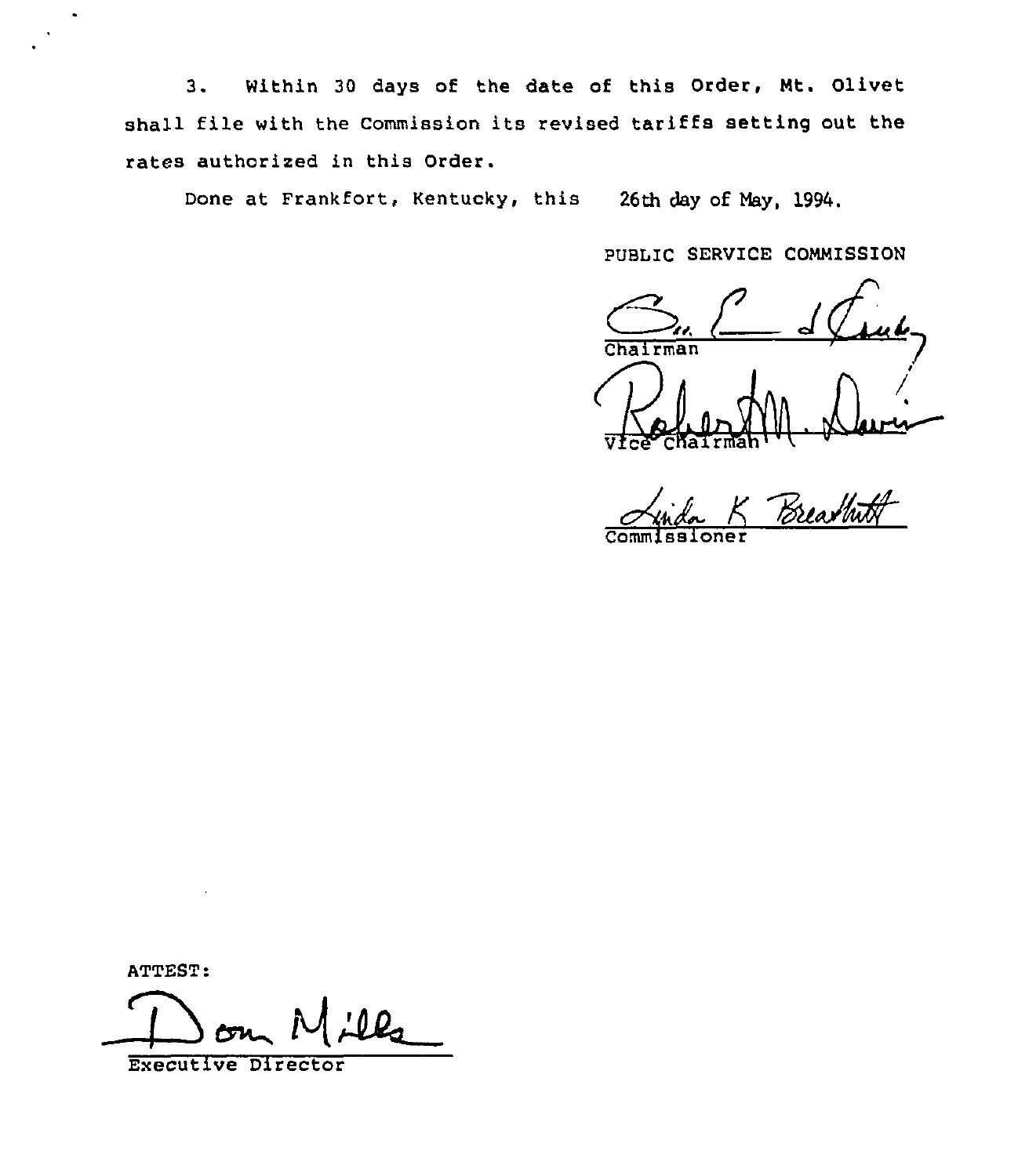3. Within 30 days of the date of this Order, Mt. Olivet shall file with the Commission its revised tariffs setting out the rates authorized in this Order.

Done at Frankfort, Kentucky, this 26th day of May, 1994.

PUBLIC SERVICE COMMISSION

Chairman

Vice Chairman

Commissioner

ATTEST:

Executive Director